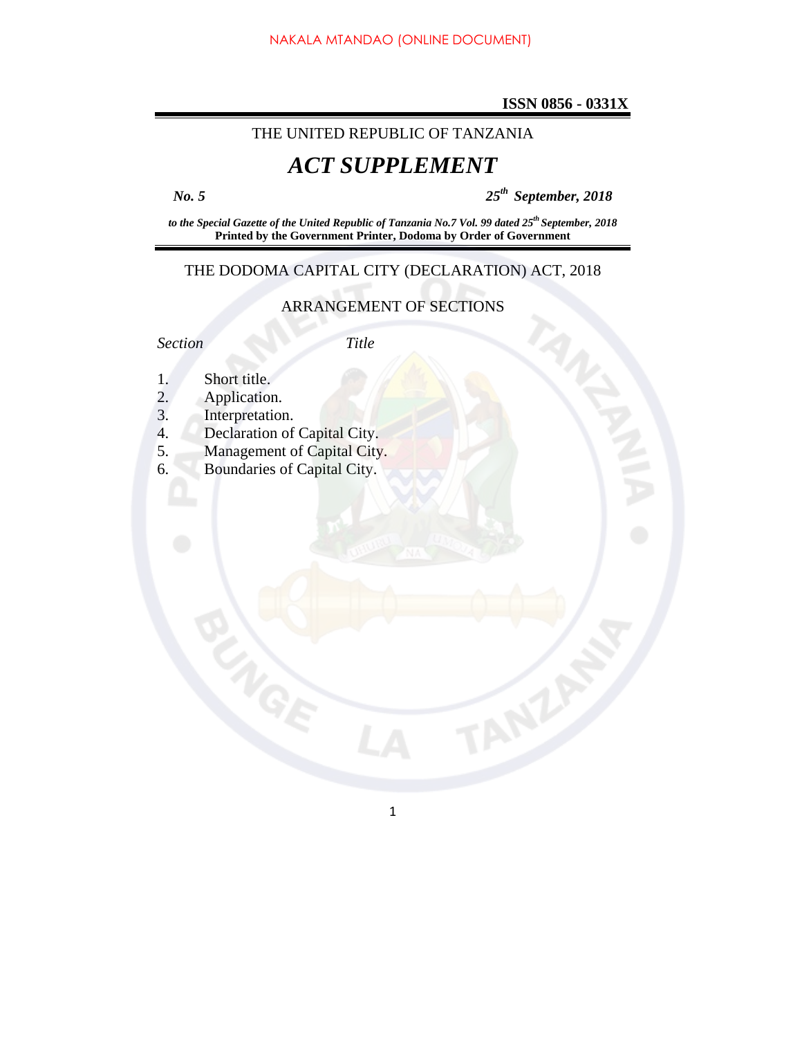**ISSN 0856 - 0331X**

THE UNITED REPUBLIC OF TANZANIA

# *ACT SUPPLEMENT*

***No. 5*** ***25th September, 2018***

***to the Special Gazette of the United Republic of Tanzania No.7 Vol. 99 dated 25th September, 2018***
**Printed by the Government Printer, Dodoma by Order of Government**

## THE DODOMA CAPITAL CITY (DECLARATION) ACT, 2018

### ARRANGEMENT OF SECTIONS

| *Section* | *Title* |
|---|---|
| 1. | Short title. |
| 2. | Application. |
| 3. | Interpretation. |
| 4. | Declaration of Capital City. |
| 5. | Management of Capital City. |
| 6. | Boundaries of Capital City. |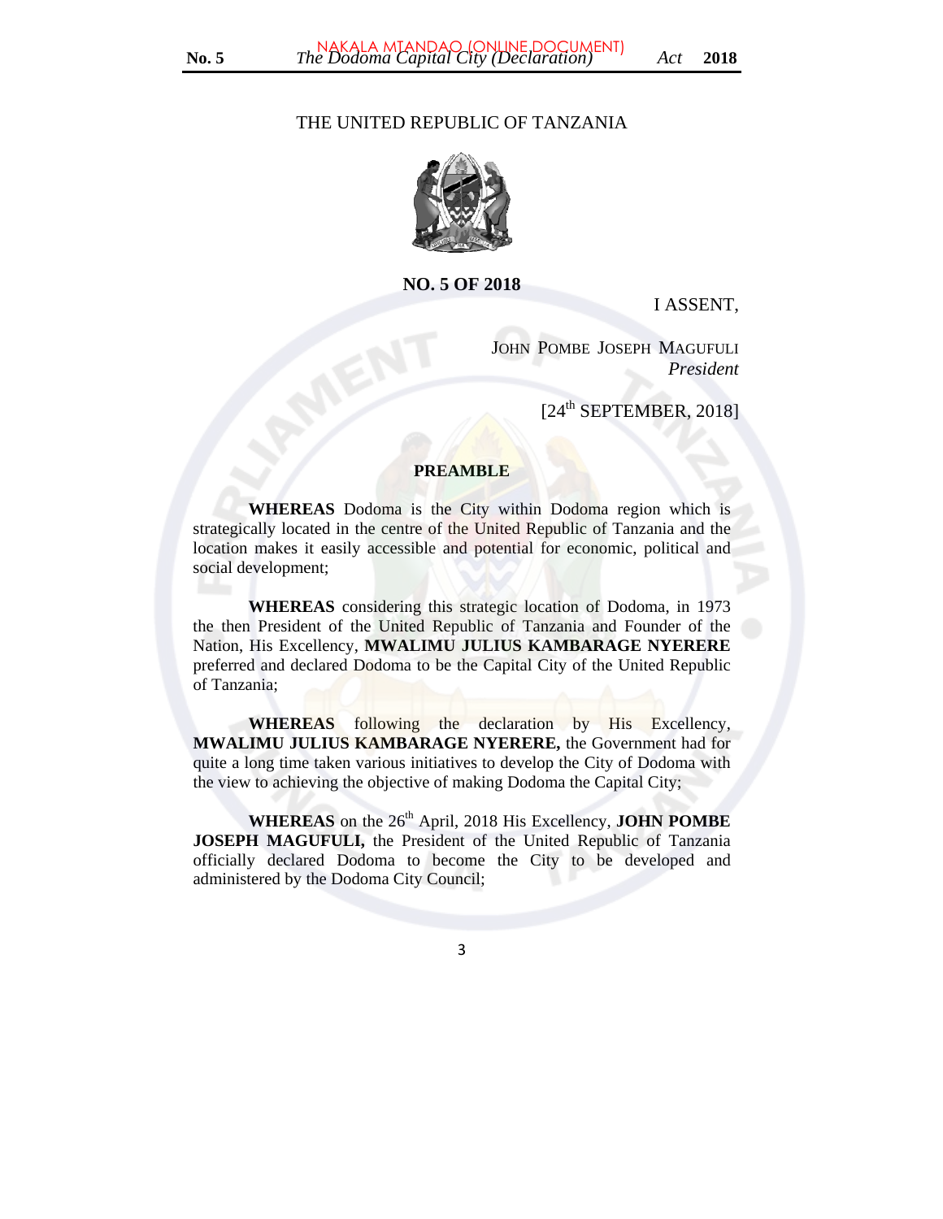THE UNITED REPUBLIC OF TANZANIA

**NO. 5 OF 2018**

I ASSENT,

JOHN POMBE JOSEPH MAGUFULI
*President*

[24th SEPTEMBER, 2018]

**PREAMBLE**

**WHEREAS** Dodoma is the City within Dodoma region which is strategically located in the centre of the United Republic of Tanzania and the location makes it easily accessible and potential for economic, political and social development;

**WHEREAS** considering this strategic location of Dodoma, in 1973 the then President of the United Republic of Tanzania and Founder of the Nation, His Excellency, **MWALIMU JULIUS KAMBARAGE NYERERE** preferred and declared Dodoma to be the Capital City of the United Republic of Tanzania;

**WHEREAS** following the declaration by His Excellency, **MWALIMU JULIUS KAMBARAGE NYERERE,** the Government had for quite a long time taken various initiatives to develop the City of Dodoma with the view to achieving the objective of making Dodoma the Capital City;

**WHEREAS** on the 26th April, 2018 His Excellency, **JOHN POMBE JOSEPH MAGUFULI,** the President of the United Republic of Tanzania officially declared Dodoma to become the City to be developed and administered by the Dodoma City Council;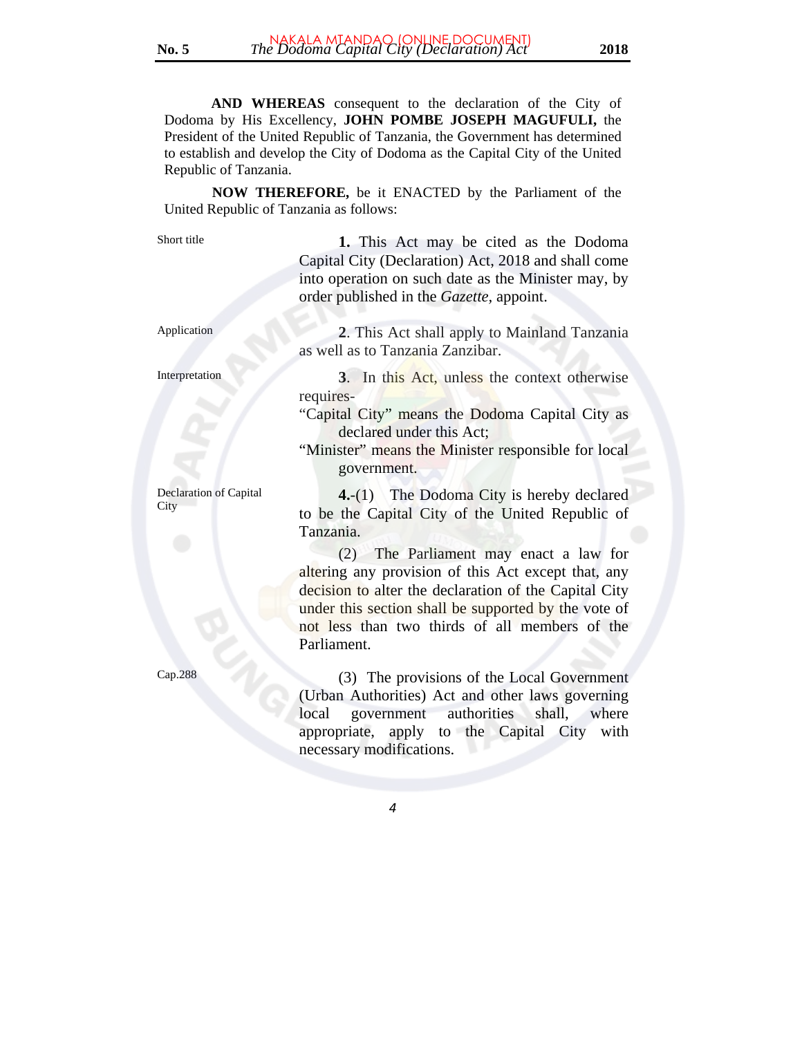**AND WHEREAS** consequent to the declaration of the City of Dodoma by His Excellency, **JOHN POMBE JOSEPH MAGUFULI,** the President of the United Republic of Tanzania, the Government has determined to establish and develop the City of Dodoma as the Capital City of the United Republic of Tanzania.

**NOW THEREFORE,** be it ENACTED by the Parliament of the United Republic of Tanzania as follows:

Short title

**1.** This Act may be cited as the Dodoma Capital City (Declaration) Act, 2018 and shall come into operation on such date as the Minister may, by order published in the *Gazette,* appoint.

Application

**2**. This Act shall apply to Mainland Tanzania as well as to Tanzania Zanzibar.

Interpretation

**3**. In this Act, unless the context otherwise requires-

"Capital City" means the Dodoma Capital City as declared under this Act;

"Minister" means the Minister responsible for local government.

Declaration of Capital City

**4.**-(1) The Dodoma City is hereby declared to be the Capital City of the United Republic of Tanzania.

(2) The Parliament may enact a law for altering any provision of this Act except that, any decision to alter the declaration of the Capital City under this section shall be supported by the vote of not less than two thirds of all members of the Parliament.

Cap.288

(3) The provisions of the Local Government (Urban Authorities) Act and other laws governing local government authorities shall, where appropriate, apply to the Capital City with necessary modifications.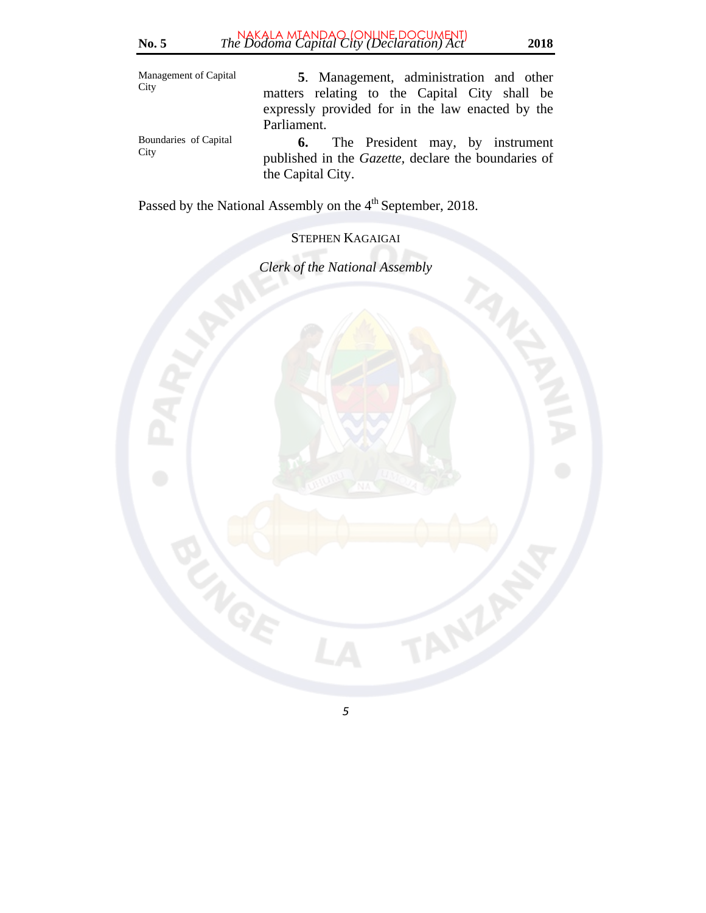Management of Capital City

**5**. Management, administration and other matters relating to the Capital City shall be expressly provided for in the law enacted by the Parliament.

Boundaries of Capital City

**6.** The President may, by instrument published in the *Gazette*, declare the boundaries of the Capital City.

Passed by the National Assembly on the 4th September, 2018.

STEPHEN KAGAIGAI

*Clerk of the National Assembly*